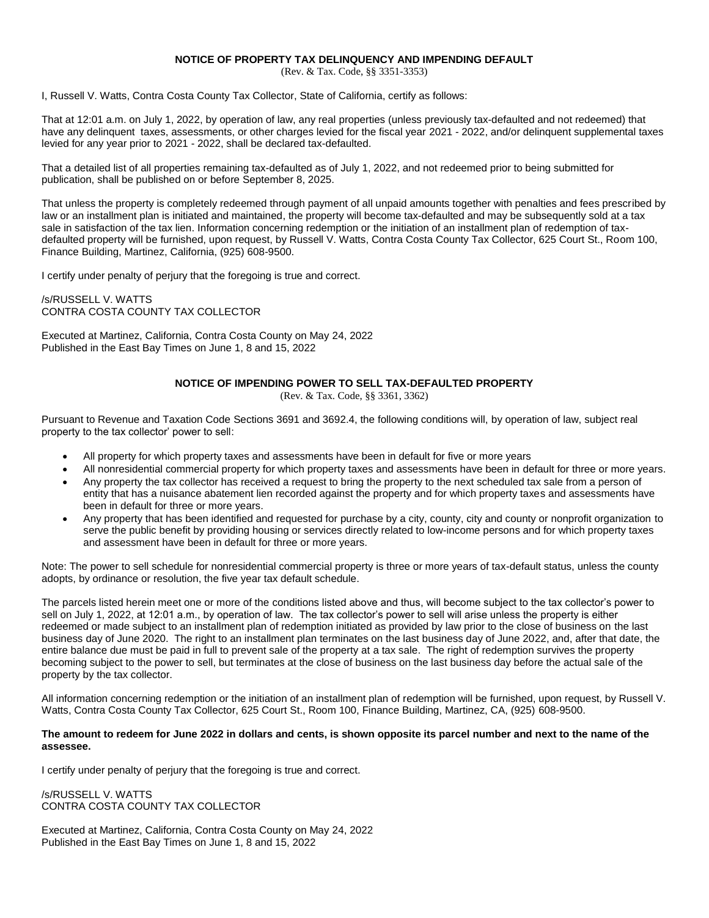## NOTICE OF PROPERTY TAX DELINQUENCY AND IMPENDING DEFAULT

(Rev. & Tax. Code, §§ 3351-3353)

I, Russell V. Watts, Contra Costa County Tax Collector, State of California, certify as follows:

That at 12:01 a.m. on July 1, 2022, by operation of law, any real properties (unless previously tax-defaulted and not redeemed) that have any delinquent taxes, assessments, or other charges levied for the fiscal year 2021 - 2022, and/or delinquent supplemental taxes levied for any year prior to 2021 - 2022, shall be declared tax-defaulted.

That a detailed list of all properties remaining tax-defaulted as of July 1, 2022, and not redeemed prior to being submitted for publication, shall be published on or before September 8, 2025.

That unless the property is completely redeemed through payment of all unpaid amounts together with penalties and fees prescribed by law or an installment plan is initiated and maintained, the property will become tax-defaulted and may be subsequently sold at a tax sale in satisfaction of the tax lien. Information concerning redemption or the initiation of an installment plan of redemption of tax-defaulted property will be furnished, upon request, by Russell V. Watts, Contra Costa County Tax Collector, 625 Court St., Room 100, Finance Building, Martinez, California, (925) 608-9500.

I certify under penalty of perjury that the foregoing is true and correct.

/s/RUSSELL V. WATTS
CONTRA COSTA COUNTY TAX COLLECTOR

Executed at Martinez, California, Contra Costa County on May 24, 2022
Published in the East Bay Times on June 1, 8 and 15, 2022

## NOTICE OF IMPENDING POWER TO SELL TAX-DEFAULTED PROPERTY

(Rev. & Tax. Code, §§ 3361, 3362)

Pursuant to Revenue and Taxation Code Sections 3691 and 3692.4, the following conditions will, by operation of law, subject real property to the tax collector' power to sell:

- All property for which property taxes and assessments have been in default for five or more years
- All nonresidential commercial property for which property taxes and assessments have been in default for three or more years.
- Any property the tax collector has received a request to bring the property to the next scheduled tax sale from a person of entity that has a nuisance abatement lien recorded against the property and for which property taxes and assessments have been in default for three or more years.
- Any property that has been identified and requested for purchase by a city, county, city and county or nonprofit organization to serve the public benefit by providing housing or services directly related to low-income persons and for which property taxes and assessment have been in default for three or more years.

Note: The power to sell schedule for nonresidential commercial property is three or more years of tax-default status, unless the county adopts, by ordinance or resolution, the five year tax default schedule.

The parcels listed herein meet one or more of the conditions listed above and thus, will become subject to the tax collector's power to sell on July 1, 2022, at 12:01 a.m., by operation of law. The tax collector's power to sell will arise unless the property is either redeemed or made subject to an installment plan of redemption initiated as provided by law prior to the close of business on the last business day of June 2020. The right to an installment plan terminates on the last business day of June 2022, and, after that date, the entire balance due must be paid in full to prevent sale of the property at a tax sale. The right of redemption survives the property becoming subject to the power to sell, but terminates at the close of business on the last business day before the actual sale of the property by the tax collector.

All information concerning redemption or the initiation of an installment plan of redemption will be furnished, upon request, by Russell V. Watts, Contra Costa County Tax Collector, 625 Court St., Room 100, Finance Building, Martinez, CA, (925) 608-9500.

**The amount to redeem for June 2022 in dollars and cents, is shown opposite its parcel number and next to the name of the assessee.**

I certify under penalty of perjury that the foregoing is true and correct.

/s/RUSSELL V. WATTS
CONTRA COSTA COUNTY TAX COLLECTOR

Executed at Martinez, California, Contra Costa County on May 24, 2022
Published in the East Bay Times on June 1, 8 and 15, 2022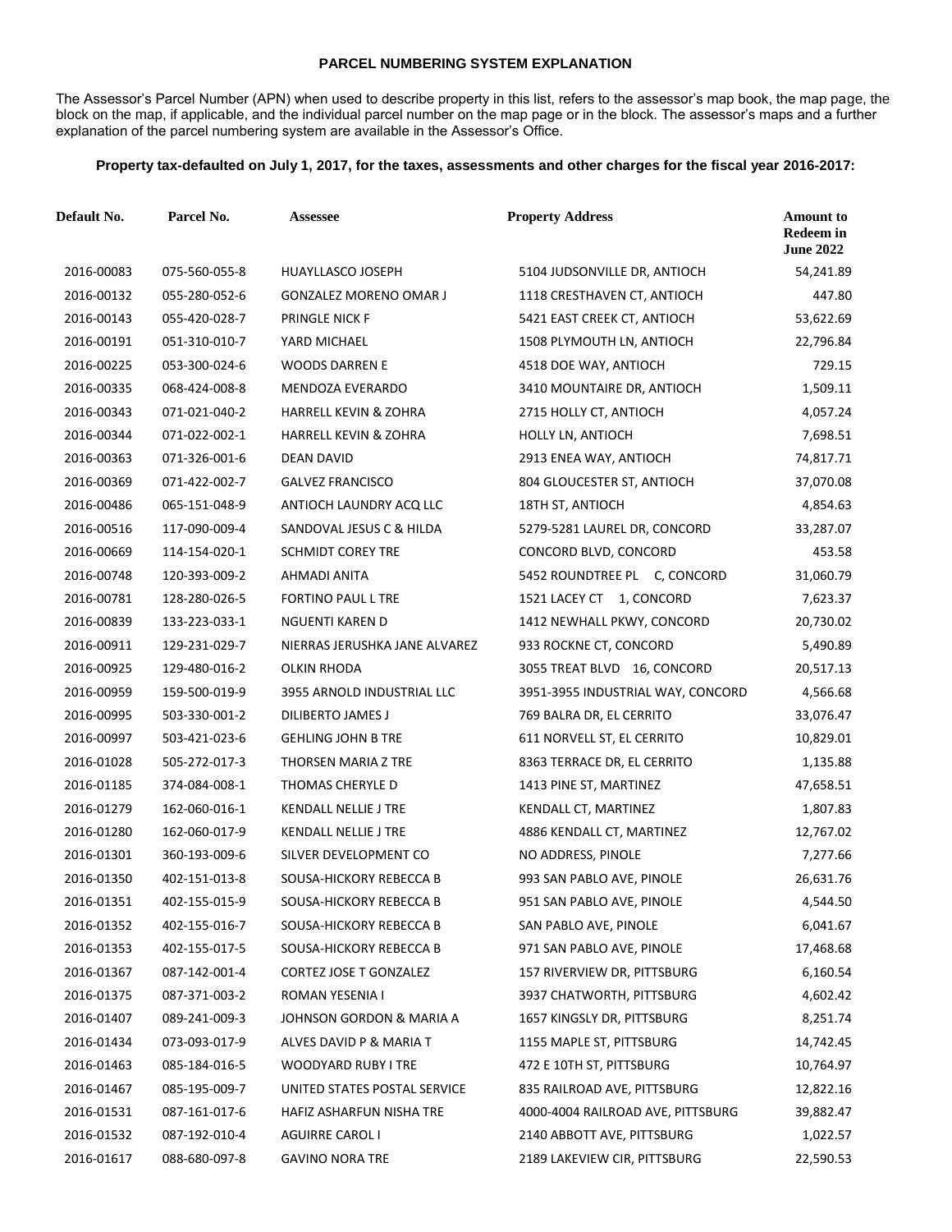# PARCEL NUMBERING SYSTEM EXPLANATION

The Assessor's Parcel Number (APN) when used to describe property in this list, refers to the assessor's map book, the map page, the block on the map, if applicable, and the individual parcel number on the map page or in the block. The assessor's maps and a further explanation of the parcel numbering system are available in the Assessor's Office.

**Property tax-defaulted on July 1, 2017, for the taxes, assessments and other charges for the fiscal year 2016-2017:**

| Default No. | Parcel No. | Assessee | Property Address | Amount to Redeem in June 2022 |
|---|---|---|---|---|
| 2016-00083 | 075-560-055-8 | HUAYLLASCO JOSEPH | 5104 JUDSONVILLE DR, ANTIOCH | 54,241.89 |
| 2016-00132 | 055-280-052-6 | GONZALEZ MORENO OMAR J | 1118 CRESTHAVEN CT, ANTIOCH | 447.80 |
| 2016-00143 | 055-420-028-7 | PRINGLE NICK F | 5421 EAST CREEK CT, ANTIOCH | 53,622.69 |
| 2016-00191 | 051-310-010-7 | YARD MICHAEL | 1508 PLYMOUTH LN, ANTIOCH | 22,796.84 |
| 2016-00225 | 053-300-024-6 | WOODS DARREN E | 4518 DOE WAY, ANTIOCH | 729.15 |
| 2016-00335 | 068-424-008-8 | MENDOZA EVERARDO | 3410 MOUNTAIRE DR, ANTIOCH | 1,509.11 |
| 2016-00343 | 071-021-040-2 | HARRELL KEVIN & ZOHRA | 2715 HOLLY CT, ANTIOCH | 4,057.24 |
| 2016-00344 | 071-022-002-1 | HARRELL KEVIN & ZOHRA | HOLLY LN, ANTIOCH | 7,698.51 |
| 2016-00363 | 071-326-001-6 | DEAN DAVID | 2913 ENEA WAY, ANTIOCH | 74,817.71 |
| 2016-00369 | 071-422-002-7 | GALVEZ FRANCISCO | 804 GLOUCESTER ST, ANTIOCH | 37,070.08 |
| 2016-00486 | 065-151-048-9 | ANTIOCH LAUNDRY ACQ LLC | 18TH ST, ANTIOCH | 4,854.63 |
| 2016-00516 | 117-090-009-4 | SANDOVAL JESUS C & HILDA | 5279-5281 LAUREL DR, CONCORD | 33,287.07 |
| 2016-00669 | 114-154-020-1 | SCHMIDT COREY TRE | CONCORD BLVD, CONCORD | 453.58 |
| 2016-00748 | 120-393-009-2 | AHMADI ANITA | 5452 ROUNDTREE PL C, CONCORD | 31,060.79 |
| 2016-00781 | 128-280-026-5 | FORTINO PAUL L TRE | 1521 LACEY CT 1, CONCORD | 7,623.37 |
| 2016-00839 | 133-223-033-1 | NGUENTI KAREN D | 1412 NEWHALL PKWY, CONCORD | 20,730.02 |
| 2016-00911 | 129-231-029-7 | NIERRAS JERUSHKA JANE ALVAREZ | 933 ROCKNE CT, CONCORD | 5,490.89 |
| 2016-00925 | 129-480-016-2 | OLKIN RHODA | 3055 TREAT BLVD 16, CONCORD | 20,517.13 |
| 2016-00959 | 159-500-019-9 | 3955 ARNOLD INDUSTRIAL LLC | 3951-3955 INDUSTRIAL WAY, CONCORD | 4,566.68 |
| 2016-00995 | 503-330-001-2 | DILIBERTO JAMES J | 769 BALRA DR, EL CERRITO | 33,076.47 |
| 2016-00997 | 503-421-023-6 | GEHLING JOHN B TRE | 611 NORVELL ST, EL CERRITO | 10,829.01 |
| 2016-01028 | 505-272-017-3 | THORSEN MARIA Z TRE | 8363 TERRACE DR, EL CERRITO | 1,135.88 |
| 2016-01185 | 374-084-008-1 | THOMAS CHERYLE D | 1413 PINE ST, MARTINEZ | 47,658.51 |
| 2016-01279 | 162-060-016-1 | KENDALL NELLIE J TRE | KENDALL CT, MARTINEZ | 1,807.83 |
| 2016-01280 | 162-060-017-9 | KENDALL NELLIE J TRE | 4886 KENDALL CT, MARTINEZ | 12,767.02 |
| 2016-01301 | 360-193-009-6 | SILVER DEVELOPMENT CO | NO ADDRESS, PINOLE | 7,277.66 |
| 2016-01350 | 402-151-013-8 | SOUSA-HICKORY REBECCA B | 993 SAN PABLO AVE, PINOLE | 26,631.76 |
| 2016-01351 | 402-155-015-9 | SOUSA-HICKORY REBECCA B | 951 SAN PABLO AVE, PINOLE | 4,544.50 |
| 2016-01352 | 402-155-016-7 | SOUSA-HICKORY REBECCA B | SAN PABLO AVE, PINOLE | 6,041.67 |
| 2016-01353 | 402-155-017-5 | SOUSA-HICKORY REBECCA B | 971 SAN PABLO AVE, PINOLE | 17,468.68 |
| 2016-01367 | 087-142-001-4 | CORTEZ JOSE T GONZALEZ | 157 RIVERVIEW DR, PITTSBURG | 6,160.54 |
| 2016-01375 | 087-371-003-2 | ROMAN YESENIA I | 3937 CHATWORTH, PITTSBURG | 4,602.42 |
| 2016-01407 | 089-241-009-3 | JOHNSON GORDON & MARIA A | 1657 KINGSLY DR, PITTSBURG | 8,251.74 |
| 2016-01434 | 073-093-017-9 | ALVES DAVID P & MARIA T | 1155 MAPLE ST, PITTSBURG | 14,742.45 |
| 2016-01463 | 085-184-016-5 | WOODYARD RUBY I TRE | 472 E 10TH ST, PITTSBURG | 10,764.97 |
| 2016-01467 | 085-195-009-7 | UNITED STATES POSTAL SERVICE | 835 RAILROAD AVE, PITTSBURG | 12,822.16 |
| 2016-01531 | 087-161-017-6 | HAFIZ ASHARFUN NISHA TRE | 4000-4004 RAILROAD AVE, PITTSBURG | 39,882.47 |
| 2016-01532 | 087-192-010-4 | AGUIRRE CAROL I | 2140 ABBOTT AVE, PITTSBURG | 1,022.57 |
| 2016-01617 | 088-680-097-8 | GAVINO NORA TRE | 2189 LAKEVIEW CIR, PITTSBURG | 22,590.53 |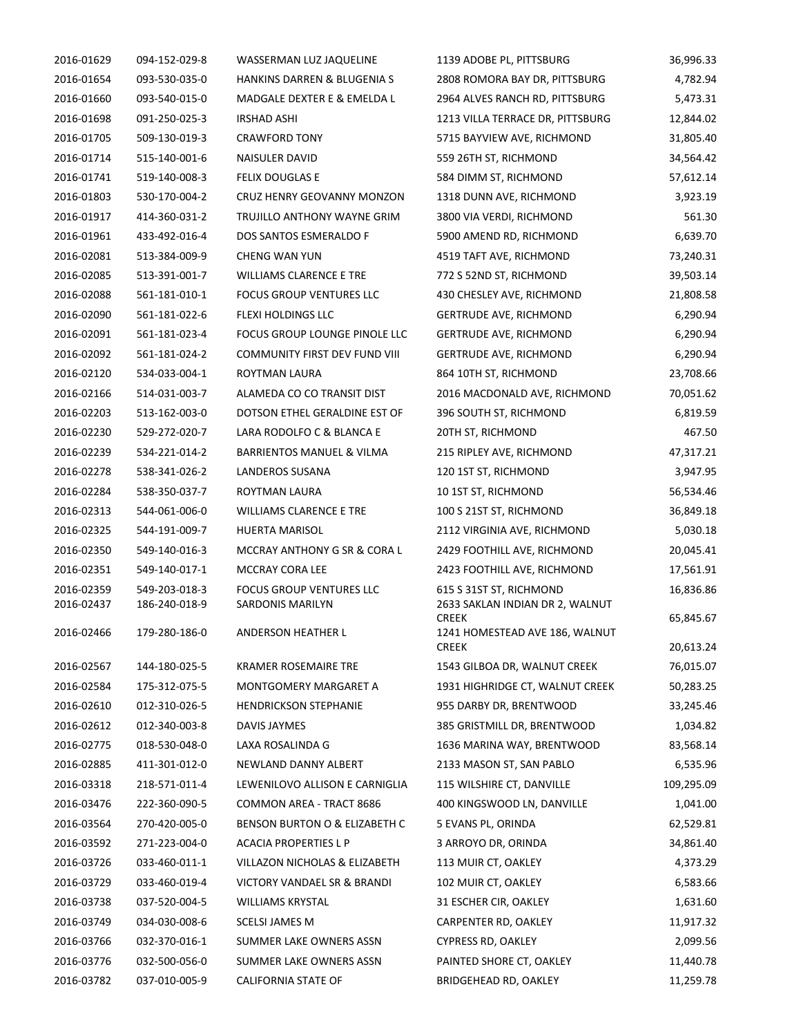| | | | | |
|---|---|---|---|---|
| 2016-01629 | 094-152-029-8 | WASSERMAN LUZ JAQUELINE | 1139 ADOBE PL, PITTSBURG | 36,996.33 |
| 2016-01654 | 093-530-035-0 | HANKINS DARREN & BLUGENIA S | 2808 ROMORA BAY DR, PITTSBURG | 4,782.94 |
| 2016-01660 | 093-540-015-0 | MADGALE DEXTER E & EMELDA L | 2964 ALVES RANCH RD, PITTSBURG | 5,473.31 |
| 2016-01698 | 091-250-025-3 | IRSHAD ASHI | 1213 VILLA TERRACE DR, PITTSBURG | 12,844.02 |
| 2016-01705 | 509-130-019-3 | CRAWFORD TONY | 5715 BAYVIEW AVE, RICHMOND | 31,805.40 |
| 2016-01714 | 515-140-001-6 | NAISULER DAVID | 559 26TH ST, RICHMOND | 34,564.42 |
| 2016-01741 | 519-140-008-3 | FELIX DOUGLAS E | 584 DIMM ST, RICHMOND | 57,612.14 |
| 2016-01803 | 530-170-004-2 | CRUZ HENRY GEOVANNY MONZON | 1318 DUNN AVE, RICHMOND | 3,923.19 |
| 2016-01917 | 414-360-031-2 | TRUJILLO ANTHONY WAYNE GRIM | 3800 VIA VERDI, RICHMOND | 561.30 |
| 2016-01961 | 433-492-016-4 | DOS SANTOS ESMERALDO F | 5900 AMEND RD, RICHMOND | 6,639.70 |
| 2016-02081 | 513-384-009-9 | CHENG WAN YUN | 4519 TAFT AVE, RICHMOND | 73,240.31 |
| 2016-02085 | 513-391-001-7 | WILLIAMS CLARENCE E TRE | 772 S 52ND ST, RICHMOND | 39,503.14 |
| 2016-02088 | 561-181-010-1 | FOCUS GROUP VENTURES LLC | 430 CHESLEY AVE, RICHMOND | 21,808.58 |
| 2016-02090 | 561-181-022-6 | FLEXI HOLDINGS LLC | GERTRUDE AVE, RICHMOND | 6,290.94 |
| 2016-02091 | 561-181-023-4 | FOCUS GROUP LOUNGE PINOLE LLC | GERTRUDE AVE, RICHMOND | 6,290.94 |
| 2016-02092 | 561-181-024-2 | COMMUNITY FIRST DEV FUND VIII | GERTRUDE AVE, RICHMOND | 6,290.94 |
| 2016-02120 | 534-033-004-1 | ROYTMAN LAURA | 864 10TH ST, RICHMOND | 23,708.66 |
| 2016-02166 | 514-031-003-7 | ALAMEDA CO CO TRANSIT DIST | 2016 MACDONALD AVE, RICHMOND | 70,051.62 |
| 2016-02203 | 513-162-003-0 | DOTSON ETHEL GERALDINE EST OF | 396 SOUTH ST, RICHMOND | 6,819.59 |
| 2016-02230 | 529-272-020-7 | LARA RODOLFO C & BLANCA E | 20TH ST, RICHMOND | 467.50 |
| 2016-02239 | 534-221-014-2 | BARRIENTOS MANUEL & VILMA | 215 RIPLEY AVE, RICHMOND | 47,317.21 |
| 2016-02278 | 538-341-026-2 | LANDEROS SUSANA | 120 1ST ST, RICHMOND | 3,947.95 |
| 2016-02284 | 538-350-037-7 | ROYTMAN LAURA | 10 1ST ST, RICHMOND | 56,534.46 |
| 2016-02313 | 544-061-006-0 | WILLIAMS CLARENCE E TRE | 100 S 21ST ST, RICHMOND | 36,849.18 |
| 2016-02325 | 544-191-009-7 | HUERTA MARISOL | 2112 VIRGINIA AVE, RICHMOND | 5,030.18 |
| 2016-02350 | 549-140-016-3 | MCCRAY ANTHONY G SR & CORA L | 2429 FOOTHILL AVE, RICHMOND | 20,045.41 |
| 2016-02351 | 549-140-017-1 | MCCRAY CORA LEE | 2423 FOOTHILL AVE, RICHMOND | 17,561.91 |
| 2016-02359 | 549-203-018-3 | FOCUS GROUP VENTURES LLC | 615 S 31ST ST, RICHMOND | 16,836.86 |
| 2016-02437 | 186-240-018-9 | SARDONIS MARILYN | 2633 SAKLAN INDIAN DR 2, WALNUT CREEK | 65,845.67 |
| 2016-02466 | 179-280-186-0 | ANDERSON HEATHER L | 1241 HOMESTEAD AVE 186, WALNUT CREEK | 20,613.24 |
| 2016-02567 | 144-180-025-5 | KRAMER ROSEMAIRE TRE | 1543 GILBOA DR, WALNUT CREEK | 76,015.07 |
| 2016-02584 | 175-312-075-5 | MONTGOMERY MARGARET A | 1931 HIGHRIDGE CT, WALNUT CREEK | 50,283.25 |
| 2016-02610 | 012-310-026-5 | HENDRICKSON STEPHANIE | 955 DARBY DR, BRENTWOOD | 33,245.46 |
| 2016-02612 | 012-340-003-8 | DAVIS JAYMES | 385 GRISTMILL DR, BRENTWOOD | 1,034.82 |
| 2016-02775 | 018-530-048-0 | LAXA ROSALINDA G | 1636 MARINA WAY, BRENTWOOD | 83,568.14 |
| 2016-02885 | 411-301-012-0 | NEWLAND DANNY ALBERT | 2133 MASON ST, SAN PABLO | 6,535.96 |
| 2016-03318 | 218-571-011-4 | LEWENILOVO ALLISON E CARNIGLIA | 115 WILSHIRE CT, DANVILLE | 109,295.09 |
| 2016-03476 | 222-360-090-5 | COMMON AREA - TRACT 8686 | 400 KINGSWOOD LN, DANVILLE | 1,041.00 |
| 2016-03564 | 270-420-005-0 | BENSON BURTON O & ELIZABETH C | 5 EVANS PL, ORINDA | 62,529.81 |
| 2016-03592 | 271-223-004-0 | ACACIA PROPERTIES L P | 3 ARROYO DR, ORINDA | 34,861.40 |
| 2016-03726 | 033-460-011-1 | VILLAZON NICHOLAS & ELIZABETH | 113 MUIR CT, OAKLEY | 4,373.29 |
| 2016-03729 | 033-460-019-4 | VICTORY VANDAEL SR & BRANDI | 102 MUIR CT, OAKLEY | 6,583.66 |
| 2016-03738 | 037-520-004-5 | WILLIAMS KRYSTAL | 31 ESCHER CIR, OAKLEY | 1,631.60 |
| 2016-03749 | 034-030-008-6 | SCELSI JAMES M | CARPENTER RD, OAKLEY | 11,917.32 |
| 2016-03766 | 032-370-016-1 | SUMMER LAKE OWNERS ASSN | CYPRESS RD, OAKLEY | 2,099.56 |
| 2016-03776 | 032-500-056-0 | SUMMER LAKE OWNERS ASSN | PAINTED SHORE CT, OAKLEY | 11,440.78 |
| 2016-03782 | 037-010-005-9 | CALIFORNIA STATE OF | BRIDGEHEAD RD, OAKLEY | 11,259.78 |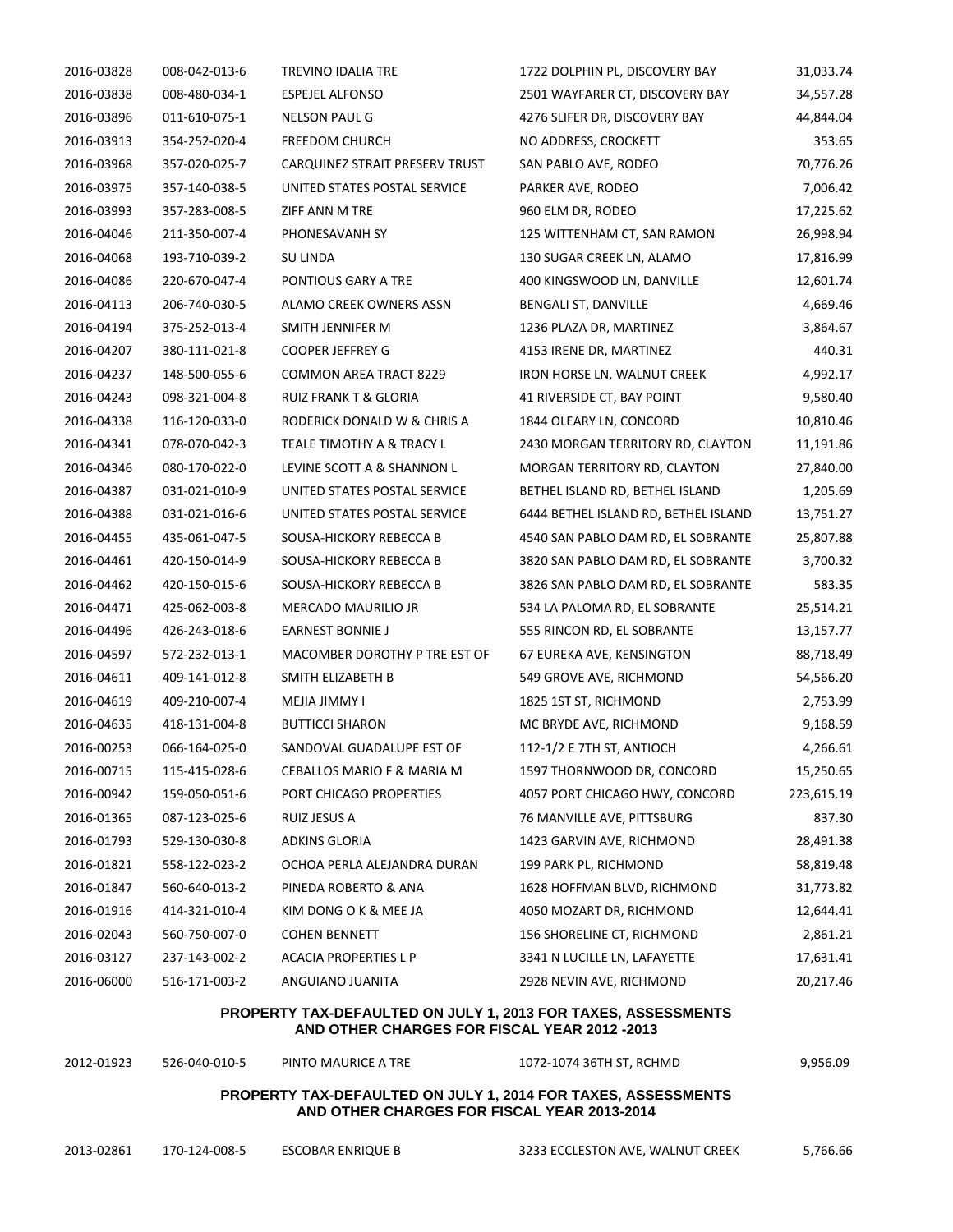| | | | | |
|---|---|---|---|---|
| 2016-03828 | 008-042-013-6 | TREVINO IDALIA TRE | 1722 DOLPHIN PL, DISCOVERY BAY | 31,033.74 |
| 2016-03838 | 008-480-034-1 | ESPEJEL ALFONSO | 2501 WAYFARER CT, DISCOVERY BAY | 34,557.28 |
| 2016-03896 | 011-610-075-1 | NELSON PAUL G | 4276 SLIFER DR, DISCOVERY BAY | 44,844.04 |
| 2016-03913 | 354-252-020-4 | FREEDOM CHURCH | NO ADDRESS, CROCKETT | 353.65 |
| 2016-03968 | 357-020-025-7 | CARQUINEZ STRAIT PRESERV TRUST | SAN PABLO AVE, RODEO | 70,776.26 |
| 2016-03975 | 357-140-038-5 | UNITED STATES POSTAL SERVICE | PARKER AVE, RODEO | 7,006.42 |
| 2016-03993 | 357-283-008-5 | ZIFF ANN M TRE | 960 ELM DR, RODEO | 17,225.62 |
| 2016-04046 | 211-350-007-4 | PHONESAVANH SY | 125 WITTENHAM CT, SAN RAMON | 26,998.94 |
| 2016-04068 | 193-710-039-2 | SU LINDA | 130 SUGAR CREEK LN, ALAMO | 17,816.99 |
| 2016-04086 | 220-670-047-4 | PONTIOUS GARY A TRE | 400 KINGSWOOD LN, DANVILLE | 12,601.74 |
| 2016-04113 | 206-740-030-5 | ALAMO CREEK OWNERS ASSN | BENGALI ST, DANVILLE | 4,669.46 |
| 2016-04194 | 375-252-013-4 | SMITH JENNIFER M | 1236 PLAZA DR, MARTINEZ | 3,864.67 |
| 2016-04207 | 380-111-021-8 | COOPER JEFFREY G | 4153 IRENE DR, MARTINEZ | 440.31 |
| 2016-04237 | 148-500-055-6 | COMMON AREA TRACT 8229 | IRON HORSE LN, WALNUT CREEK | 4,992.17 |
| 2016-04243 | 098-321-004-8 | RUIZ FRANK T & GLORIA | 41 RIVERSIDE CT, BAY POINT | 9,580.40 |
| 2016-04338 | 116-120-033-0 | RODERICK DONALD W & CHRIS A | 1844 OLEARY LN, CONCORD | 10,810.46 |
| 2016-04341 | 078-070-042-3 | TEALE TIMOTHY A & TRACY L | 2430 MORGAN TERRITORY RD, CLAYTON | 11,191.86 |
| 2016-04346 | 080-170-022-0 | LEVINE SCOTT A & SHANNON L | MORGAN TERRITORY RD, CLAYTON | 27,840.00 |
| 2016-04387 | 031-021-010-9 | UNITED STATES POSTAL SERVICE | BETHEL ISLAND RD, BETHEL ISLAND | 1,205.69 |
| 2016-04388 | 031-021-016-6 | UNITED STATES POSTAL SERVICE | 6444 BETHEL ISLAND RD, BETHEL ISLAND | 13,751.27 |
| 2016-04455 | 435-061-047-5 | SOUSA-HICKORY REBECCA B | 4540 SAN PABLO DAM RD, EL SOBRANTE | 25,807.88 |
| 2016-04461 | 420-150-014-9 | SOUSA-HICKORY REBECCA B | 3820 SAN PABLO DAM RD, EL SOBRANTE | 3,700.32 |
| 2016-04462 | 420-150-015-6 | SOUSA-HICKORY REBECCA B | 3826 SAN PABLO DAM RD, EL SOBRANTE | 583.35 |
| 2016-04471 | 425-062-003-8 | MERCADO MAURILIO JR | 534 LA PALOMA RD, EL SOBRANTE | 25,514.21 |
| 2016-04496 | 426-243-018-6 | EARNEST BONNIE J | 555 RINCON RD, EL SOBRANTE | 13,157.77 |
| 2016-04597 | 572-232-013-1 | MACOMBER DOROTHY P TRE EST OF | 67 EUREKA AVE, KENSINGTON | 88,718.49 |
| 2016-04611 | 409-141-012-8 | SMITH ELIZABETH B | 549 GROVE AVE, RICHMOND | 54,566.20 |
| 2016-04619 | 409-210-007-4 | MEJIA JIMMY I | 1825 1ST ST, RICHMOND | 2,753.99 |
| 2016-04635 | 418-131-004-8 | BUTTICCI SHARON | MC BRYDE AVE, RICHMOND | 9,168.59 |
| 2016-00253 | 066-164-025-0 | SANDOVAL GUADALUPE EST OF | 112-1/2 E 7TH ST, ANTIOCH | 4,266.61 |
| 2016-00715 | 115-415-028-6 | CEBALLOS MARIO F & MARIA M | 1597 THORNWOOD DR, CONCORD | 15,250.65 |
| 2016-00942 | 159-050-051-6 | PORT CHICAGO PROPERTIES | 4057 PORT CHICAGO HWY, CONCORD | 223,615.19 |
| 2016-01365 | 087-123-025-6 | RUIZ JESUS A | 76 MANVILLE AVE, PITTSBURG | 837.30 |
| 2016-01793 | 529-130-030-8 | ADKINS GLORIA | 1423 GARVIN AVE, RICHMOND | 28,491.38 |
| 2016-01821 | 558-122-023-2 | OCHOA PERLA ALEJANDRA DURAN | 199 PARK PL, RICHMOND | 58,819.48 |
| 2016-01847 | 560-640-013-2 | PINEDA ROBERTO & ANA | 1628 HOFFMAN BLVD, RICHMOND | 31,773.82 |
| 2016-01916 | 414-321-010-4 | KIM DONG O K & MEE JA | 4050 MOZART DR, RICHMOND | 12,644.41 |
| 2016-02043 | 560-750-007-0 | COHEN BENNETT | 156 SHORELINE CT, RICHMOND | 2,861.21 |
| 2016-03127 | 237-143-002-2 | ACACIA PROPERTIES L P | 3341 N LUCILLE LN, LAFAYETTE | 17,631.41 |
| 2016-06000 | 516-171-003-2 | ANGUIANO JUANITA | 2928 NEVIN AVE, RICHMOND | 20,217.46 |

**PROPERTY TAX-DEFAULTED ON JULY 1, 2013 FOR TAXES, ASSESSMENTS AND OTHER CHARGES FOR FISCAL YEAR 2012 -2013**

| | | | | |
|---|---|---|---|---|
| 2012-01923 | 526-040-010-5 | PINTO MAURICE A TRE | 1072-1074 36TH ST, RCHMD | 9,956.09 |

**PROPERTY TAX-DEFAULTED ON JULY 1, 2014 FOR TAXES, ASSESSMENTS AND OTHER CHARGES FOR FISCAL YEAR 2013-2014**

| | | | | |
|---|---|---|---|---|
| 2013-02861 | 170-124-008-5 | ESCOBAR ENRIQUE B | 3233 ECCLESTON AVE, WALNUT CREEK | 5,766.66 |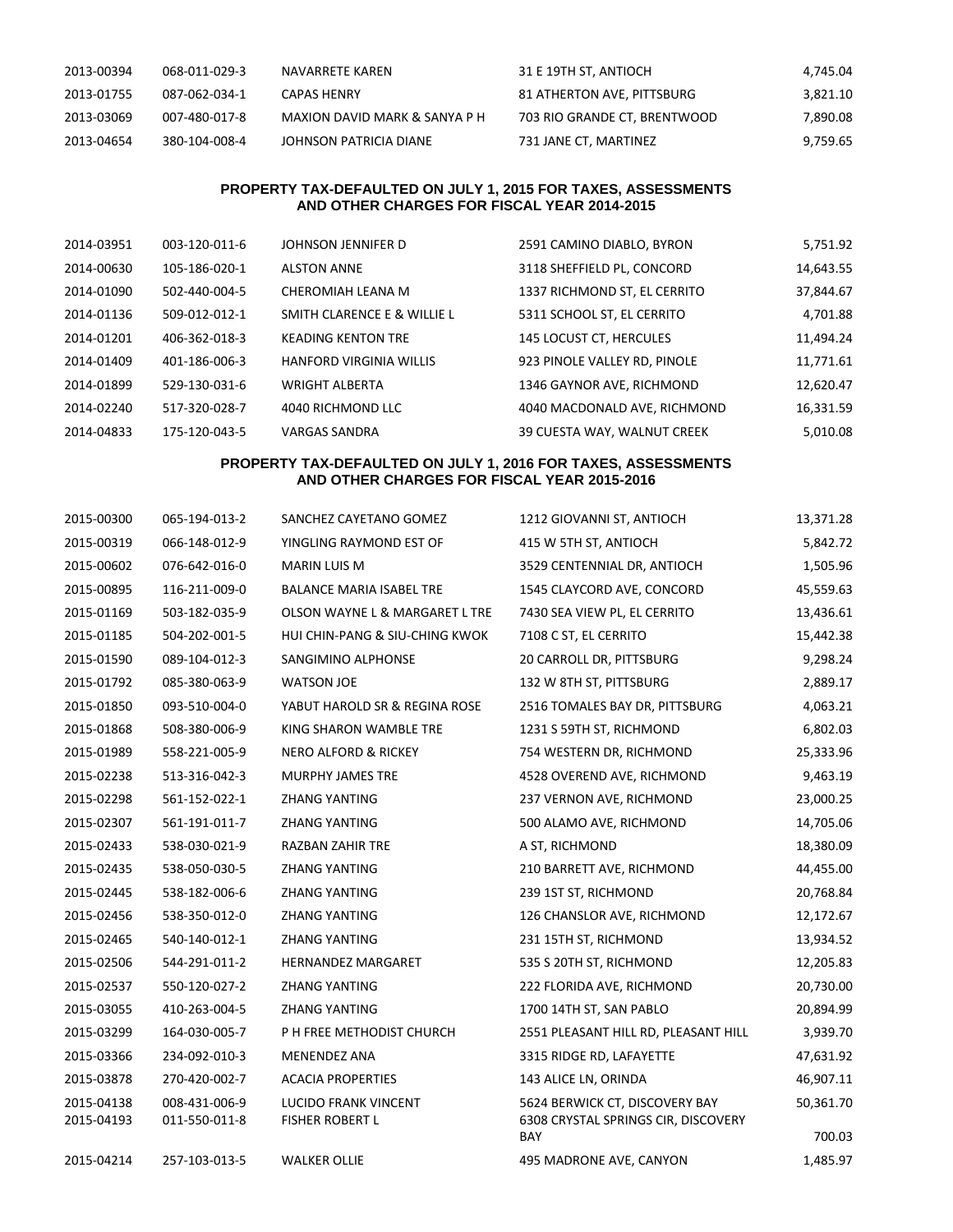| | | | | |
|---|---|---|---|---|
| 2013-00394 | 068-011-029-3 | NAVARRETE KAREN | 31 E 19TH ST, ANTIOCH | 4,745.04 |
| 2013-01755 | 087-062-034-1 | CAPAS HENRY | 81 ATHERTON AVE, PITTSBURG | 3,821.10 |
| 2013-03069 | 007-480-017-8 | MAXION DAVID MARK & SANYA P H | 703 RIO GRANDE CT, BRENTWOOD | 7,890.08 |
| 2013-04654 | 380-104-008-4 | JOHNSON PATRICIA DIANE | 731 JANE CT, MARTINEZ | 9,759.65 |

**PROPERTY TAX-DEFAULTED ON JULY 1, 2015 FOR TAXES, ASSESSMENTS AND OTHER CHARGES FOR FISCAL YEAR 2014-2015**

| | | | | |
|---|---|---|---|---|
| 2014-03951 | 003-120-011-6 | JOHNSON JENNIFER D | 2591 CAMINO DIABLO, BYRON | 5,751.92 |
| 2014-00630 | 105-186-020-1 | ALSTON ANNE | 3118 SHEFFIELD PL, CONCORD | 14,643.55 |
| 2014-01090 | 502-440-004-5 | CHEROMIAH LEANA M | 1337 RICHMOND ST, EL CERRITO | 37,844.67 |
| 2014-01136 | 509-012-012-1 | SMITH CLARENCE E & WILLIE L | 5311 SCHOOL ST, EL CERRITO | 4,701.88 |
| 2014-01201 | 406-362-018-3 | KEADING KENTON TRE | 145 LOCUST CT, HERCULES | 11,494.24 |
| 2014-01409 | 401-186-006-3 | HANFORD VIRGINIA WILLIS | 923 PINOLE VALLEY RD, PINOLE | 11,771.61 |
| 2014-01899 | 529-130-031-6 | WRIGHT ALBERTA | 1346 GAYNOR AVE, RICHMOND | 12,620.47 |
| 2014-02240 | 517-320-028-7 | 4040 RICHMOND LLC | 4040 MACDONALD AVE, RICHMOND | 16,331.59 |
| 2014-04833 | 175-120-043-5 | VARGAS SANDRA | 39 CUESTA WAY, WALNUT CREEK | 5,010.08 |

**PROPERTY TAX-DEFAULTED ON JULY 1, 2016 FOR TAXES, ASSESSMENTS AND OTHER CHARGES FOR FISCAL YEAR 2015-2016**

| | | | | |
|---|---|---|---|---|
| 2015-00300 | 065-194-013-2 | SANCHEZ CAYETANO GOMEZ | 1212 GIOVANNI ST, ANTIOCH | 13,371.28 |
| 2015-00319 | 066-148-012-9 | YINGLING RAYMOND EST OF | 415 W 5TH ST, ANTIOCH | 5,842.72 |
| 2015-00602 | 076-642-016-0 | MARIN LUIS M | 3529 CENTENNIAL DR, ANTIOCH | 1,505.96 |
| 2015-00895 | 116-211-009-0 | BALANCE MARIA ISABEL TRE | 1545 CLAYCORD AVE, CONCORD | 45,559.63 |
| 2015-01169 | 503-182-035-9 | OLSON WAYNE L & MARGARET L TRE | 7430 SEA VIEW PL, EL CERRITO | 13,436.61 |
| 2015-01185 | 504-202-001-5 | HUI CHIN-PANG & SIU-CHING KWOK | 7108 C ST, EL CERRITO | 15,442.38 |
| 2015-01590 | 089-104-012-3 | SANGIMINO ALPHONSE | 20 CARROLL DR, PITTSBURG | 9,298.24 |
| 2015-01792 | 085-380-063-9 | WATSON JOE | 132 W 8TH ST, PITTSBURG | 2,889.17 |
| 2015-01850 | 093-510-004-0 | YABUT HAROLD SR & REGINA ROSE | 2516 TOMALES BAY DR, PITTSBURG | 4,063.21 |
| 2015-01868 | 508-380-006-9 | KING SHARON WAMBLE TRE | 1231 S 59TH ST, RICHMOND | 6,802.03 |
| 2015-01989 | 558-221-005-9 | NERO ALFORD & RICKEY | 754 WESTERN DR, RICHMOND | 25,333.96 |
| 2015-02238 | 513-316-042-3 | MURPHY JAMES TRE | 4528 OVEREND AVE, RICHMOND | 9,463.19 |
| 2015-02298 | 561-152-022-1 | ZHANG YANTING | 237 VERNON AVE, RICHMOND | 23,000.25 |
| 2015-02307 | 561-191-011-7 | ZHANG YANTING | 500 ALAMO AVE, RICHMOND | 14,705.06 |
| 2015-02433 | 538-030-021-9 | RAZBAN ZAHIR TRE | A ST, RICHMOND | 18,380.09 |
| 2015-02435 | 538-050-030-5 | ZHANG YANTING | 210 BARRETT AVE, RICHMOND | 44,455.00 |
| 2015-02445 | 538-182-006-6 | ZHANG YANTING | 239 1ST ST, RICHMOND | 20,768.84 |
| 2015-02456 | 538-350-012-0 | ZHANG YANTING | 126 CHANSLOR AVE, RICHMOND | 12,172.67 |
| 2015-02465 | 540-140-012-1 | ZHANG YANTING | 231 15TH ST, RICHMOND | 13,934.52 |
| 2015-02506 | 544-291-011-2 | HERNANDEZ MARGARET | 535 S 20TH ST, RICHMOND | 12,205.83 |
| 2015-02537 | 550-120-027-2 | ZHANG YANTING | 222 FLORIDA AVE, RICHMOND | 20,730.00 |
| 2015-03055 | 410-263-004-5 | ZHANG YANTING | 1700 14TH ST, SAN PABLO | 20,894.99 |
| 2015-03299 | 164-030-005-7 | P H FREE METHODIST CHURCH | 2551 PLEASANT HILL RD, PLEASANT HILL | 3,939.70 |
| 2015-03366 | 234-092-010-3 | MENENDEZ ANA | 3315 RIDGE RD, LAFAYETTE | 47,631.92 |
| 2015-03878 | 270-420-002-7 | ACACIA PROPERTIES | 143 ALICE LN, ORINDA | 46,907.11 |
| 2015-04138 | 008-431-006-9 | LUCIDO FRANK VINCENT | 5624 BERWICK CT, DISCOVERY BAY | 50,361.70 |
| 2015-04193 | 011-550-011-8 | FISHER ROBERT L | 6308 CRYSTAL SPRINGS CIR, DISCOVERY BAY | 700.03 |
| 2015-04214 | 257-103-013-5 | WALKER OLLIE | 495 MADRONE AVE, CANYON | 1,485.97 |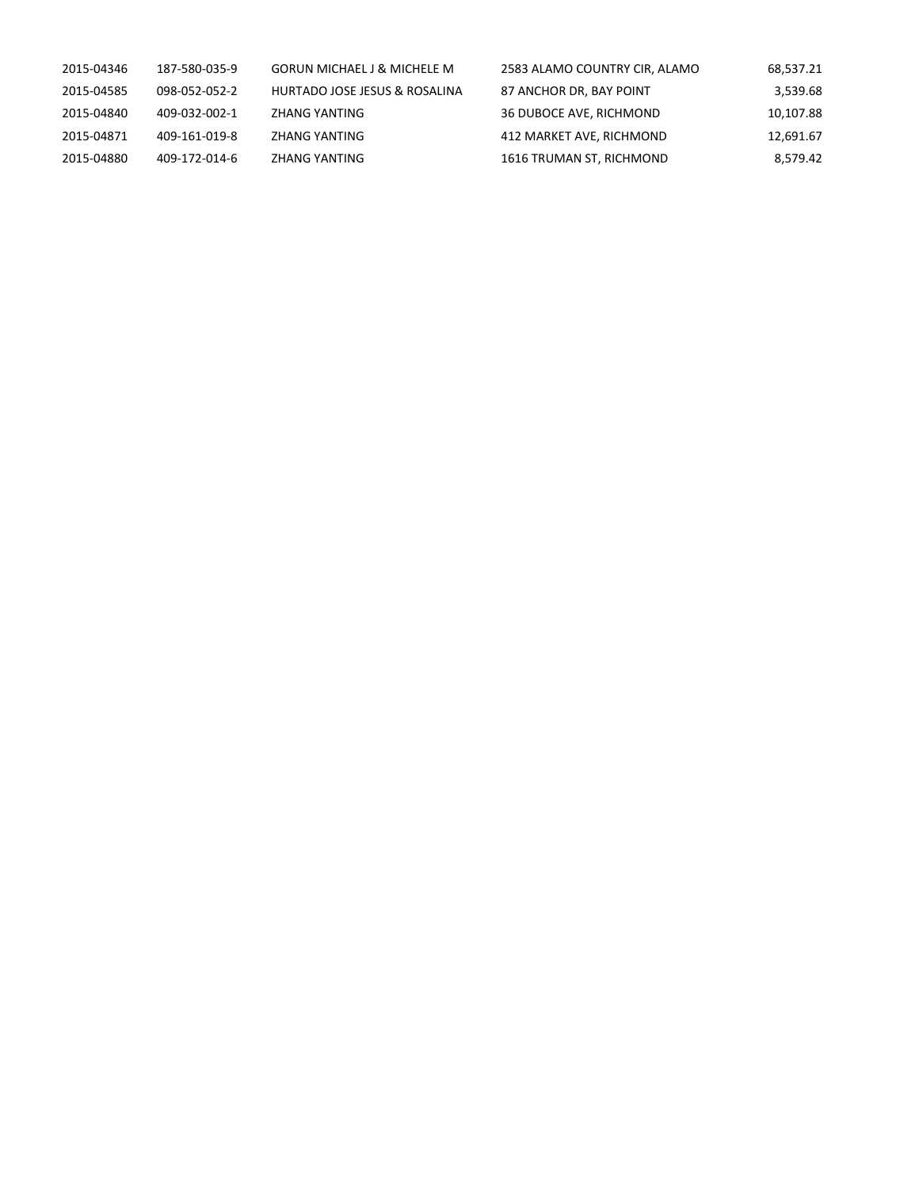| | | | | |
|---|---|---|---|---|
| 2015-04346 | 187-580-035-9 | GORUN MICHAEL J & MICHELE M | 2583 ALAMO COUNTRY CIR, ALAMO | 68,537.21 |
| 2015-04585 | 098-052-052-2 | HURTADO JOSE JESUS & ROSALINA | 87 ANCHOR DR, BAY POINT | 3,539.68 |
| 2015-04840 | 409-032-002-1 | ZHANG YANTING | 36 DUBOCE AVE, RICHMOND | 10,107.88 |
| 2015-04871 | 409-161-019-8 | ZHANG YANTING | 412 MARKET AVE, RICHMOND | 12,691.67 |
| 2015-04880 | 409-172-014-6 | ZHANG YANTING | 1616 TRUMAN ST, RICHMOND | 8,579.42 |